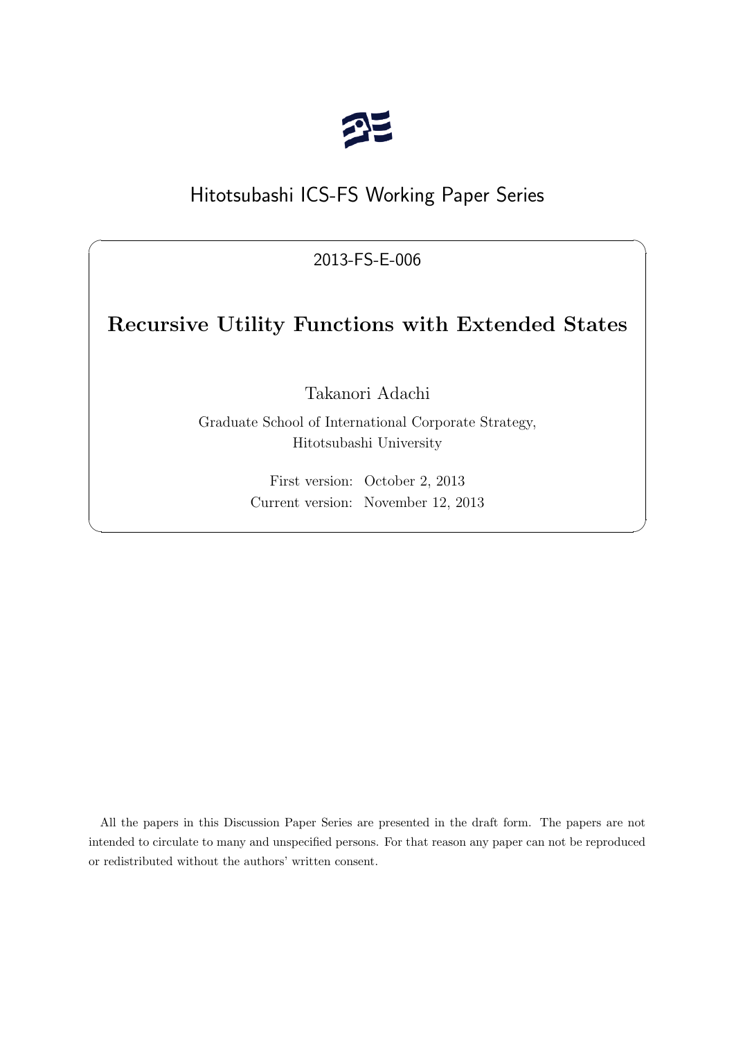Hitotsubashi ICS-FS Working Paper Series

2013-FS-E-006

# Recursive Utility Functions with Extended States

Takanori Adachi

Graduate School of International Corporate Strategy,
Hitotsubashi University

First version: October 2, 2013
Current version: November 12, 2013

All the papers in this Discussion Paper Series are presented in the draft form. The papers are not intended to circulate to many and unspecified persons. For that reason any paper can not be reproduced or redistributed without the authors' written consent.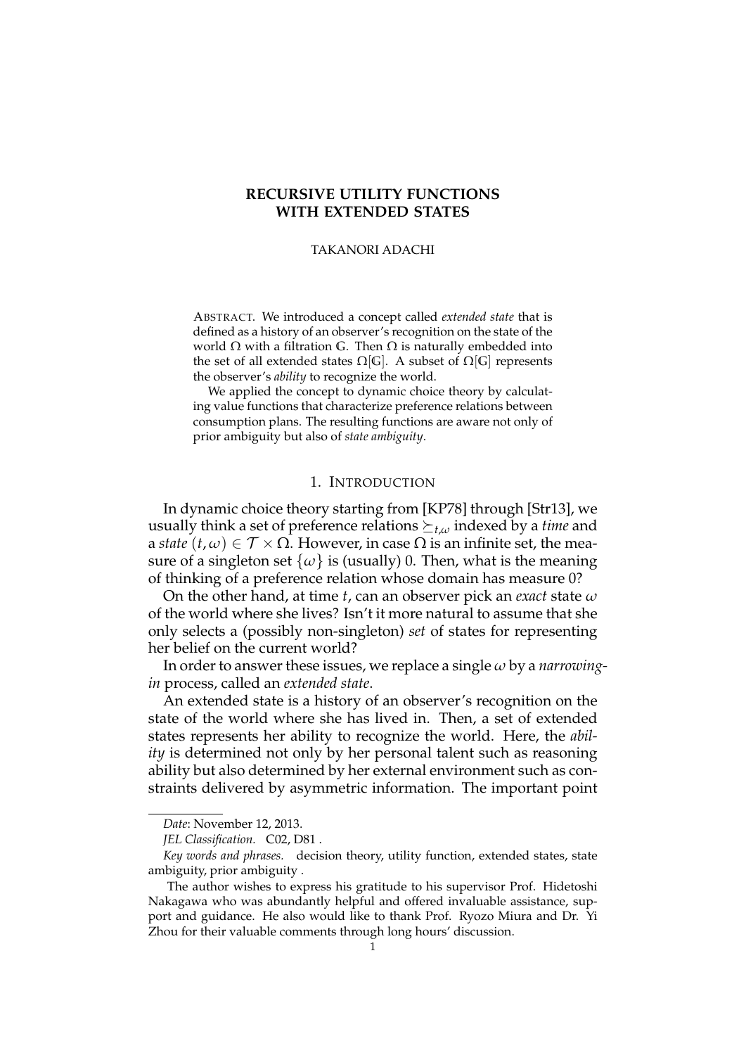**RECURSIVE UTILITY FUNCTIONS WITH EXTENDED STATES**

TAKANORI ADACHI

ABSTRACT. We introduced a concept called *extended state* that is defined as a history of an observer's recognition on the state of the world $\Omega$ with a filtration $\mathbb{G}$. Then $\Omega$ is naturally embedded into the set of all extended states $\Omega[\mathbb{G}]$. A subset of $\Omega[\mathbb{G}]$ represents the observer's *ability* to recognize the world.

We applied the concept to dynamic choice theory by calculating value functions that characterize preference relations between consumption plans. The resulting functions are aware not only of prior ambiguity but also of *state ambiguity*.

# 1. INTRODUCTION

In dynamic choice theory starting from [KP78] through [Str13], we usually think a set of preference relations $\succeq_{t,\omega}$ indexed by a *time* and a *state* $(t, \omega) \in \mathcal{T} \times \Omega$. However, in case $\Omega$ is an infinite set, the measure of a singleton set $\{\omega\}$ is (usually) 0. Then, what is the meaning of thinking of a preference relation whose domain has measure 0?

On the other hand, at time $t$, can an observer pick an *exact* state $\omega$ of the world where she lives? Isn't it more natural to assume that she only selects a (possibly non-singleton) *set* of states for representing her belief on the current world?

In order to answer these issues, we replace a single $\omega$ by a *narrowing-in* process, called an *extended state*.

An extended state is a history of an observer's recognition on the state of the world where she has lived in. Then, a set of extended states represents her ability to recognize the world. Here, the *ability* is determined not only by her personal talent such as reasoning ability but also determined by her external environment such as constraints delivered by asymmetric information. The important point

---

*Date*: November 12, 2013.

*JEL Classification.* C02, D81 .

*Key words and phrases.* decision theory, utility function, extended states, state ambiguity, prior ambiguity .

The author wishes to express his gratitude to his supervisor Prof. Hidetoshi Nakagawa who was abundantly helpful and offered invaluable assistance, support and guidance. He also would like to thank Prof. Ryozo Miura and Dr. Yi Zhou for their valuable comments through long hours' discussion.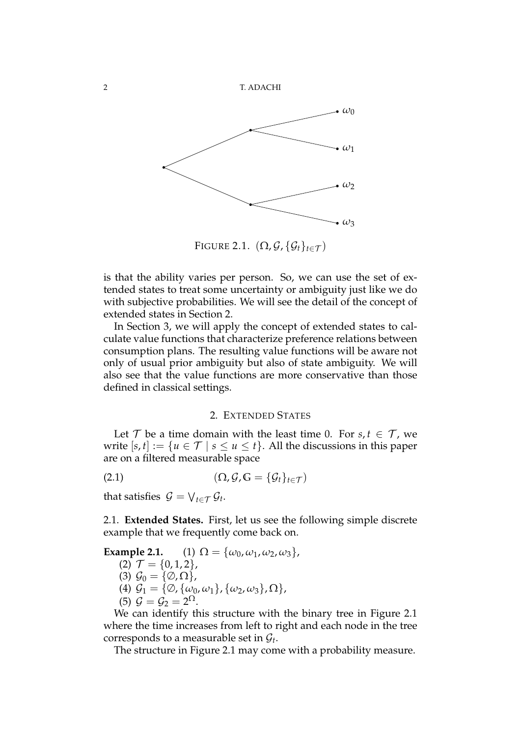FIGURE 2.1. $(\Omega, \mathcal{G}, \{\mathcal{G}_t\}_{t \in \mathcal{T}})$

is that the ability varies per person. So, we can use the set of extended states to treat some uncertainty or ambiguity just like we do with subjective probabilities. We will see the detail of the concept of extended states in Section 2.

In Section 3, we will apply the concept of extended states to calculate value functions that characterize preference relations between consumption plans. The resulting value functions will be aware not only of usual prior ambiguity but also of state ambiguity. We will also see that the value functions are more conservative than those defined in classical settings.

## 2. EXTENDED STATES

Let $\mathcal{T}$ be a time domain with the least time 0. For $s, t \in \mathcal{T}$, we write $[s, t] := \{u \in \mathcal{T} \mid s \leq u \leq t\}$. All the discussions in this paper are on a filtered measurable space

$$(\Omega, \mathcal{G}, \mathbb{G} = \{\mathcal{G}_t\}_{t \in \mathcal{T}}) \tag{2.1}$$

that satisfies $\mathcal{G} = \bigvee_{t \in \mathcal{T}} \mathcal{G}_t$.

### 2.1. Extended States.

First, let us see the following simple discrete example that we frequently come back on.

**Example 2.1.**
(1) $\Omega = \{\omega_0, \omega_1, \omega_2, \omega_3\}$,
(2) $\mathcal{T} = \{0, 1, 2\}$,
(3) $\mathcal{G}_0 = \{\emptyset, \Omega\}$,
(4) $\mathcal{G}_1 = \{\emptyset, \{\omega_0, \omega_1\}, \{\omega_2, \omega_3\}, \Omega\}$,
(5) $\mathcal{G} = \mathcal{G}_2 = 2^{\Omega}$.

We can identify this structure with the binary tree in Figure 2.1 where the time increases from left to right and each node in the tree corresponds to a measurable set in $\mathcal{G}_t$.

The structure in Figure 2.1 may come with a probability measure.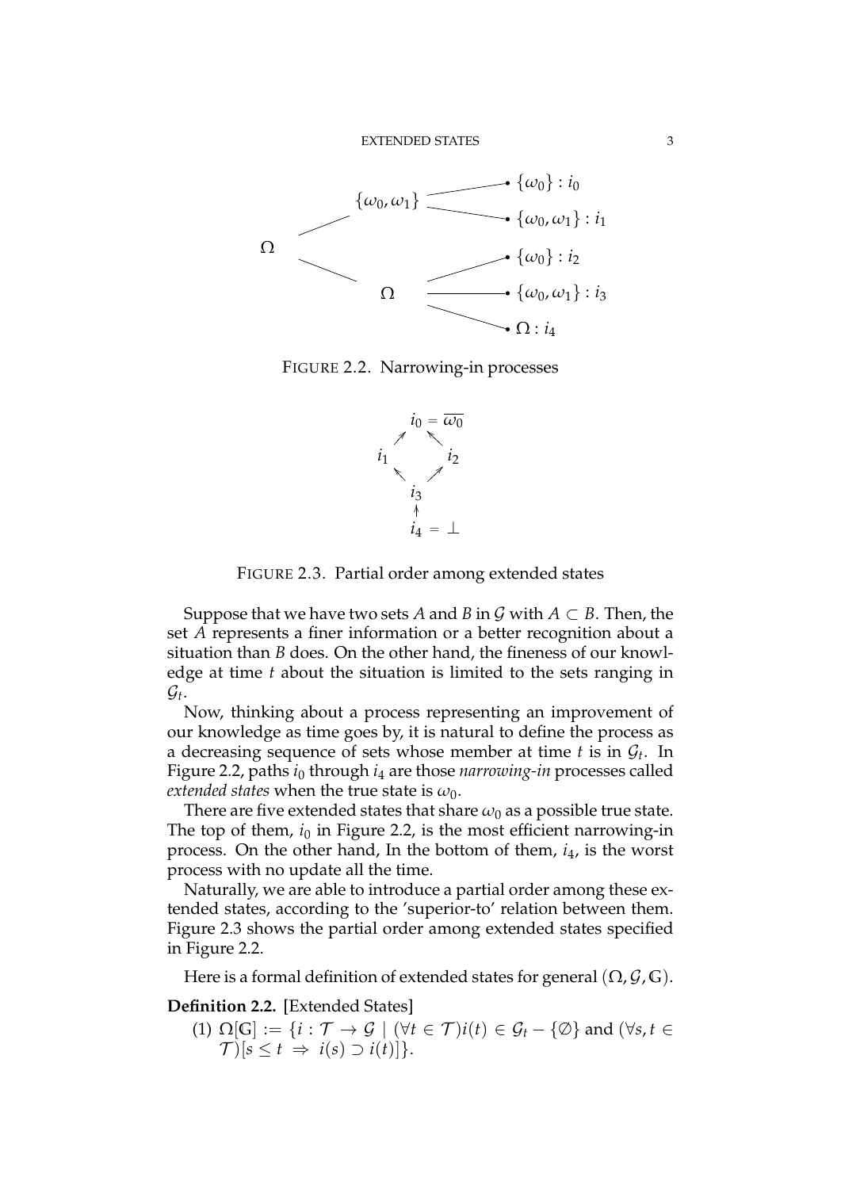FIGURE 2.2. Narrowing-in processes

FIGURE 2.3. Partial order among extended states

Suppose that we have two sets $A$ and $B$ in $\mathcal{G}$ with $A \subset B$. Then, the set $A$ represents a finer information or a better recognition about a situation than $B$ does. On the other hand, the fineness of our knowledge at time $t$ about the situation is limited to the sets ranging in $\mathcal{G}_t$.

Now, thinking about a process representing an improvement of our knowledge as time goes by, it is natural to define the process as a decreasing sequence of sets whose member at time $t$ is in $\mathcal{G}_t$. In Figure 2.2, paths $i_0$ through $i_4$ are those *narrowing-in* processes called *extended states* when the true state is $\omega_0$.

There are five extended states that share $\omega_0$ as a possible true state. The top of them, $i_0$ in Figure 2.2, is the most efficient narrowing-in process. On the other hand, In the bottom of them, $i_4$, is the worst process with no update all the time.

Naturally, we are able to introduce a partial order among these extended states, according to the 'superior-to' relation between them. Figure 2.3 shows the partial order among extended states specified in Figure 2.2.

Here is a formal definition of extended states for general $(\Omega, \mathcal{G}, \mathbb{G})$.

**Definition 2.2.** [Extended States]

(1) $\Omega[\mathbb{G}] := \{i : \mathcal{T} \to \mathcal{G} \mid (\forall t \in \mathcal{T}) i(t) \in \mathcal{G}_t - \{\emptyset\}$ and $(\forall s, t \in \mathcal{T})[s \leq t \;\Rightarrow\; i(s) \supset i(t)]\}$.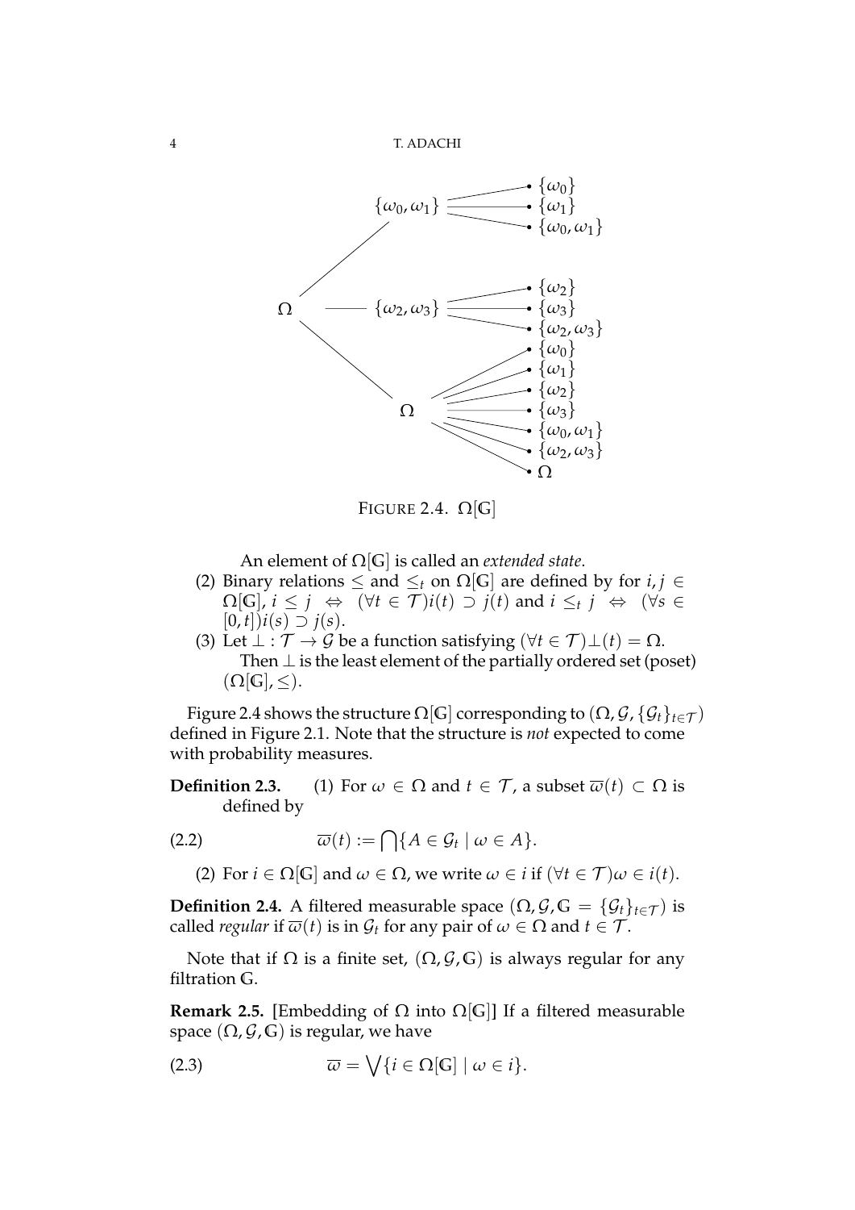FIGURE 2.4. $\Omega[\mathbb{G}]$

An element of $\Omega[\mathbb{G}]$ is called an *extended state*.

(2) Binary relations $\leq$ and $\leq_t$ on $\Omega[\mathbb{G}]$ are defined by for $i, j \in \Omega[\mathbb{G}]$, $i \leq j \;\Leftrightarrow\; (\forall t \in \mathcal{T}) i(t) \supset j(t)$ and $i \leq_t j \;\Leftrightarrow\; (\forall s \in [0,t]) i(s) \supset j(s)$.

(3) Let $\perp : \mathcal{T} \to \mathcal{G}$ be a function satisfying $(\forall t \in \mathcal{T}) \perp(t) = \Omega$.
Then $\perp$ is the least element of the partially ordered set (poset) $(\Omega[\mathbb{G}], \leq)$.

Figure 2.4 shows the structure $\Omega[\mathbb{G}]$ corresponding to $(\Omega, \mathcal{G}, \{\mathcal{G}_t\}_{t \in \mathcal{T}})$ defined in Figure 2.1. Note that the structure is *not* expected to come with probability measures.

**Definition 2.3.** (1) For $\omega \in \Omega$ and $t \in \mathcal{T}$, a subset $\overline{\omega}(t) \subset \Omega$ is defined by

$$\overline{\omega}(t) := \bigcap \{A \in \mathcal{G}_t \mid \omega \in A\}. \tag{2.2}$$

(2) For $i \in \Omega[\mathbb{G}]$ and $\omega \in \Omega$, we write $\omega \in i$ if $(\forall t \in \mathcal{T}) \omega \in i(t)$.

**Definition 2.4.** A filtered measurable space $(\Omega, \mathcal{G}, \mathbb{G} = \{\mathcal{G}_t\}_{t \in \mathcal{T}})$ is called *regular* if $\overline{\omega}(t)$ is in $\mathcal{G}_t$ for any pair of $\omega \in \Omega$ and $t \in \mathcal{T}$.

Note that if $\Omega$ is a finite set, $(\Omega, \mathcal{G}, \mathbb{G})$ is always regular for any filtration $\mathbb{G}$.

**Remark 2.5.** [Embedding of $\Omega$ into $\Omega[\mathbb{G}]$] If a filtered measurable space $(\Omega, \mathcal{G}, \mathbb{G})$ is regular, we have

$$\overline{\omega} = \bigvee \{i \in \Omega[\mathbb{G}] \mid \omega \in i\}. \tag{2.3}$$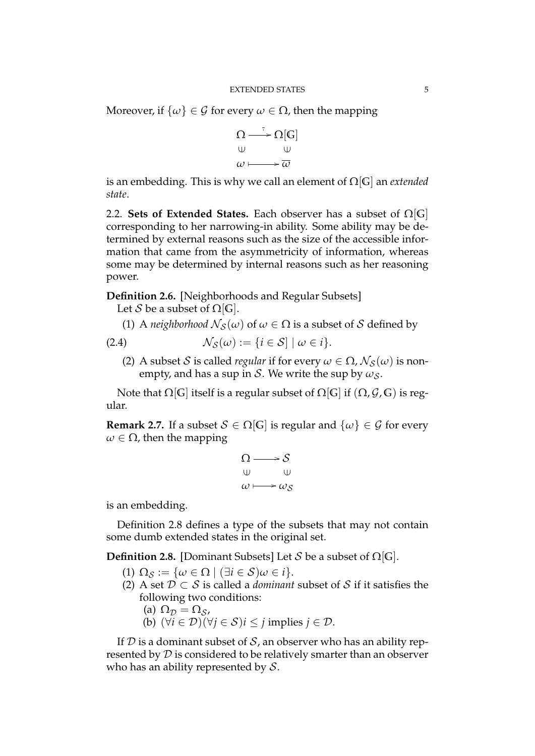Moreover, if $\{\omega\} \in \mathcal{G}$ for every $\omega \in \Omega$, then the mapping

$$\begin{array}{ccc} \Omega & \xrightarrow{\bar{\cdot}} & \Omega[\mathbb{G}] \\ \cup & & \cup \\ \omega & \longmapsto & \overline{\omega} \end{array}$$

is an embedding. This is why we call an element of $\Omega[\mathbb{G}]$ an *extended state*.

### 2.2. Sets of Extended States.

Each observer has a subset of $\Omega[\mathbb{G}]$ corresponding to her narrowing-in ability. Some ability may be determined by external reasons such as the size of the accessible information that came from the asymmetricity of information, whereas some may be determined by internal reasons such as her reasoning power.

**Definition 2.6.** [Neighborhoods and Regular Subsets]
Let $\mathcal{S}$ be a subset of $\Omega[\mathbb{G}]$.

(1) A *neighborhood* $\mathcal{N}_{\mathcal{S}}(\omega)$ of $\omega \in \Omega$ is a subset of $\mathcal{S}$ defined by

$$\mathcal{N}_{\mathcal{S}}(\omega) := \{i \in \mathcal{S}] \mid \omega \in i\}. \tag{2.4}$$

(2) A subset $\mathcal{S}$ is called *regular* if for every $\omega \in \Omega$, $\mathcal{N}_{\mathcal{S}}(\omega)$ is non-empty, and has a sup in $\mathcal{S}$. We write the sup by $\omega_{\mathcal{S}}$.

Note that $\Omega[\mathbb{G}]$ itself is a regular subset of $\Omega[\mathbb{G}]$ if $(\Omega, \mathcal{G}, \mathbb{G})$ is regular.

**Remark 2.7.** If a subset $\mathcal{S} \in \Omega[\mathbb{G}]$ is regular and $\{\omega\} \in \mathcal{G}$ for every $\omega \in \Omega$, then the mapping

$$\begin{array}{ccc} \Omega & \longrightarrow & \mathcal{S} \\ \cup & & \cup \\ \omega & \longmapsto & \omega_{\mathcal{S}} \end{array}$$

is an embedding.

Definition 2.8 defines a type of the subsets that may not contain some dumb extended states in the original set.

**Definition 2.8.** [Dominant Subsets] Let $\mathcal{S}$ be a subset of $\Omega[\mathbb{G}]$.

(1) $\Omega_{\mathcal{S}} := \{\omega \in \Omega \mid (\exists i \in \mathcal{S})\omega \in i\}$.
(2) A set $\mathcal{D} \subset \mathcal{S}$ is called a *dominant* subset of $\mathcal{S}$ if it satisfies the following two conditions:
  (a) $\Omega_{\mathcal{D}} = \Omega_{\mathcal{S}}$,
  (b) $(\forall i \in \mathcal{D})(\forall j \in \mathcal{S}) i \leq j$ implies $j \in \mathcal{D}$.

If $\mathcal{D}$ is a dominant subset of $\mathcal{S}$, an observer who has an ability represented by $\mathcal{D}$ is considered to be relatively smarter than an observer who has an ability represented by $\mathcal{S}$.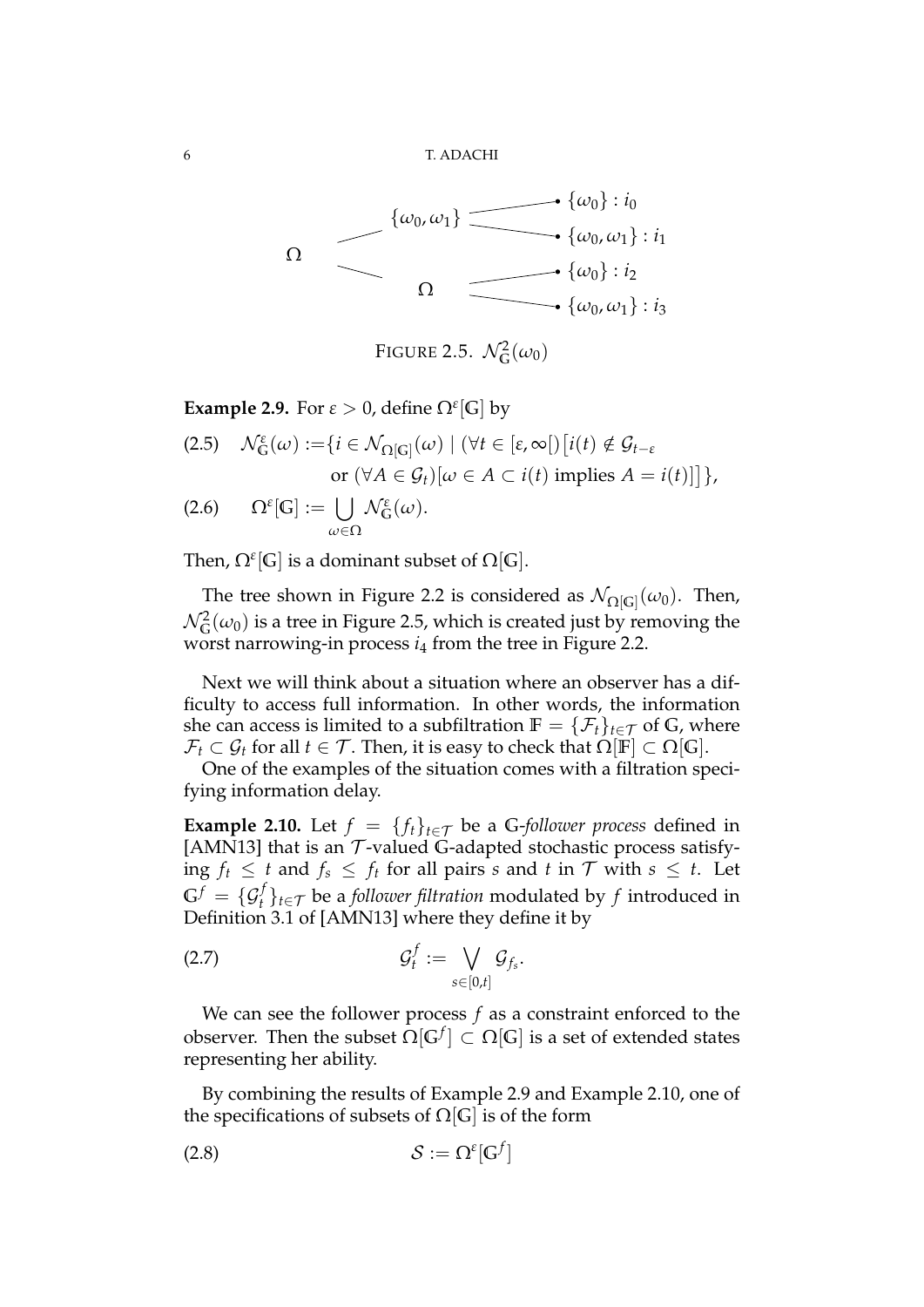FIGURE 2.5. $\mathcal{N}^2_{\mathbb{G}}(\omega_0)$

**Example 2.9.** For $\varepsilon > 0$, define $\Omega^\varepsilon[\mathbb{G}]$ by

$$\mathcal{N}^\varepsilon_{\mathbb{G}}(\omega) := \{ i \in \mathcal{N}_{\Omega[\mathbb{G}]}(\omega) \mid (\forall t \in [\varepsilon, \infty[) \big[ i(t) \notin \mathcal{G}_{t-\varepsilon} \text{ or } (\forall A \in \mathcal{G}_t)[\omega \in A \subset i(t) \text{ implies } A = i(t)] \big] \}, \tag{2.5}$$

$$\Omega^\varepsilon[\mathbb{G}] := \bigcup_{\omega \in \Omega} \mathcal{N}^\varepsilon_{\mathbb{G}}(\omega). \tag{2.6}$$

Then, $\Omega^\varepsilon[\mathbb{G}]$ is a dominant subset of $\Omega[\mathbb{G}]$.

The tree shown in Figure 2.2 is considered as $\mathcal{N}_{\Omega[\mathbb{G}]}(\omega_0)$. Then, $\mathcal{N}^2_{\mathbb{G}}(\omega_0)$ is a tree in Figure 2.5, which is created just by removing the worst narrowing-in process $i_4$ from the tree in Figure 2.2.

Next we will think about a situation where an observer has a difficulty to access full information. In other words, the information she can access is limited to a subfiltration $\mathbb{F} = \{\mathcal{F}_t\}_{t \in \mathcal{T}}$ of $\mathbb{G}$, where $\mathcal{F}_t \subset \mathcal{G}_t$ for all $t \in \mathcal{T}$. Then, it is easy to check that $\Omega[\mathbb{F}] \subset \Omega[\mathbb{G}]$.

One of the examples of the situation comes with a filtration specifying information delay.

**Example 2.10.** Let $f = \{f_t\}_{t \in \mathcal{T}}$ be a $\mathbb{G}$-*follower process* defined in [AMN13] that is an $\mathcal{T}$-valued $\mathbb{G}$-adapted stochastic process satisfying $f_t \leq t$ and $f_s \leq f_t$ for all pairs $s$ and $t$ in $\mathcal{T}$ with $s \leq t$. Let $\mathbb{G}^f = \{\mathcal{G}^f_t\}_{t \in \mathcal{T}}$ be a *follower filtration* modulated by $f$ introduced in Definition 3.1 of [AMN13] where they define it by

$$\mathcal{G}^f_t := \bigvee_{s \in [0,t]} \mathcal{G}_{f_s}. \tag{2.7}$$

We can see the follower process $f$ as a constraint enforced to the observer. Then the subset $\Omega[\mathbb{G}^f] \subset \Omega[\mathbb{G}]$ is a set of extended states representing her ability.

By combining the results of Example 2.9 and Example 2.10, one of the specifications of subsets of $\Omega[\mathbb{G}]$ is of the form

$$\mathcal{S} := \Omega^\varepsilon[\mathbb{G}^f] \tag{2.8}$$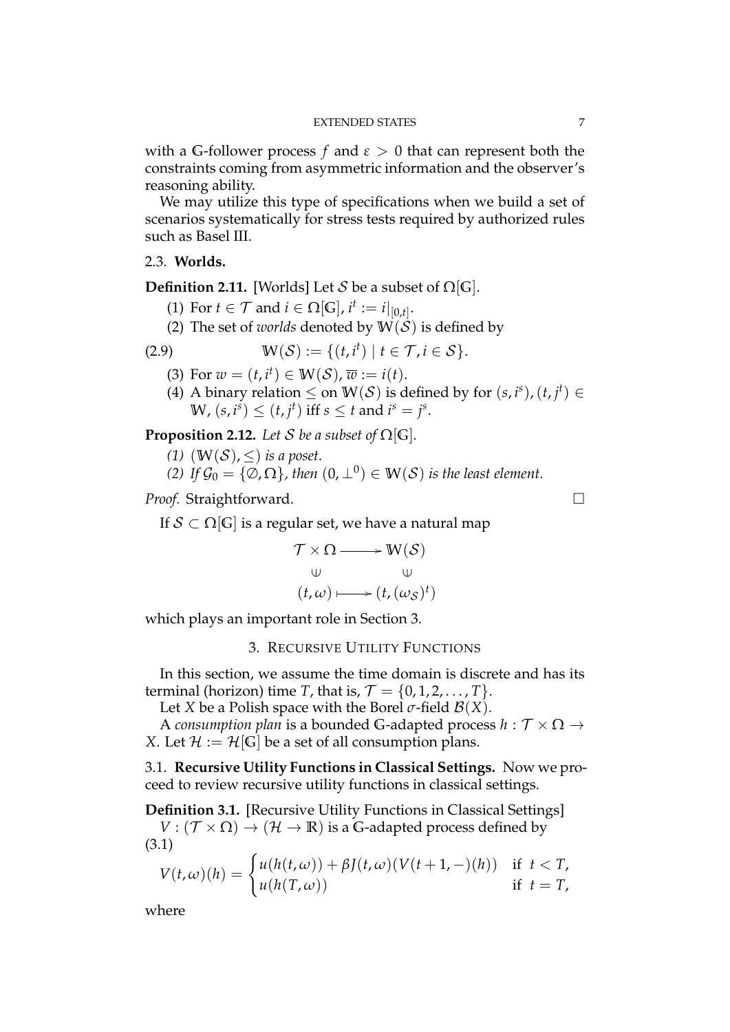with a $\mathbb{G}$-follower process $f$ and $\varepsilon > 0$ that can represent both the constraints coming from asymmetric information and the observer's reasoning ability.

We may utilize this type of specifications when we build a set of scenarios systematically for stress tests required by authorized rules such as Basel III.

### 2.3. **Worlds.**

**Definition 2.11.** [Worlds] Let $\mathcal{S}$ be a subset of $\Omega[\mathbb{G}]$.

(1) For $t \in \mathcal{T}$ and $i \in \Omega[\mathbb{G}]$, $i^t := i|_{[0,t]}$.

(2) The set of *worlds* denoted by $\mathbb{W}(\mathcal{S})$ is defined by

$$\mathbb{W}(\mathcal{S}) := \{(t, i^t) \mid t \in \mathcal{T}, i \in \mathcal{S}\}. \tag{2.9}$$

(3) For $w = (t, i^t) \in \mathbb{W}(\mathcal{S})$, $\overline{w} := i(t)$.

(4) A binary relation $\leq$ on $\mathbb{W}(\mathcal{S})$ is defined by for $(s, i^s), (t, j^t) \in \mathbb{W}$, $(s, i^s) \leq (t, j^t)$ iff $s \leq t$ and $i^s = j^s$.

**Proposition 2.12.** *Let $\mathcal{S}$ be a subset of $\Omega[\mathbb{G}]$.*

*(1) $(\mathbb{W}(\mathcal{S}), \leq)$ is a poset.*

*(2) If $\mathcal{G}_0 = \{\emptyset, \Omega\}$, then $(0, \perp^0) \in \mathbb{W}(\mathcal{S})$ is the least element.*

*Proof.* Straightforward. □

If $\mathcal{S} \subset \Omega[\mathbb{G}]$ is a regular set, we have a natural map

$$\begin{array}{ccc} \mathcal{T} \times \Omega & \longrightarrow & \mathbb{W}(\mathcal{S}) \\ \cup & & \cup \\ (t, \omega) & \longmapsto & (t, (\omega_{\mathcal{S}})^t) \end{array}$$

which plays an important role in Section 3.

## 3. Recursive Utility Functions

In this section, we assume the time domain is discrete and has its terminal (horizon) time $T$, that is, $\mathcal{T} = \{0, 1, 2, \ldots, T\}$.

Let $X$ be a Polish space with the Borel $\sigma$-field $\mathcal{B}(X)$.

A *consumption plan* is a bounded $\mathbb{G}$-adapted process $h : \mathcal{T} \times \Omega \to X$. Let $\mathcal{H} := \mathcal{H}[\mathbb{G}]$ be a set of all consumption plans.

### 3.1. **Recursive Utility Functions in Classical Settings.**

Now we proceed to review recursive utility functions in classical settings.

**Definition 3.1.** [Recursive Utility Functions in Classical Settings] $V : (\mathcal{T} \times \Omega) \to (\mathcal{H} \to \mathbb{R})$ is a $\mathbb{G}$-adapted process defined by

$$V(t, \omega)(h) = \begin{cases} u(h(t, \omega)) + \beta J(t, \omega)(V(t+1, -)(h)) & \text{if } t < T, \\ u(h(T, \omega)) & \text{if } t = T, \end{cases} \tag{3.1}$$

where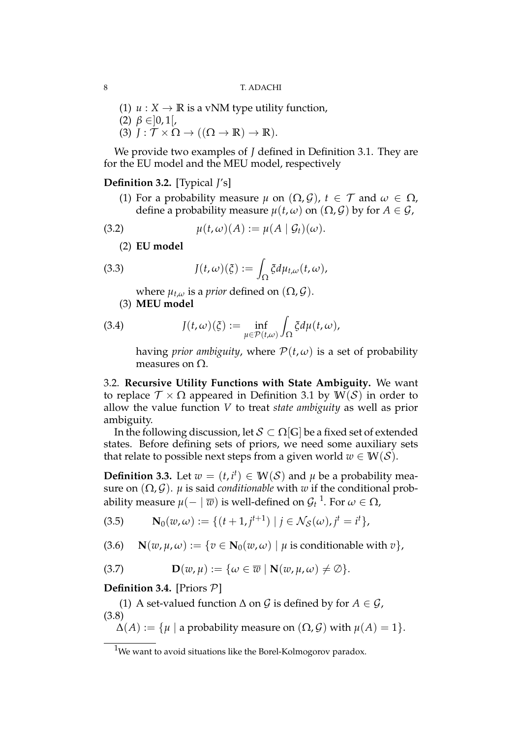(1) $u : X \to \mathbb{R}$ is a vNM type utility function,
(2) $\beta \in ]0, 1[$,
(3) $J : \mathcal{T} \times \Omega \to ((\Omega \to \mathbb{R}) \to \mathbb{R})$.

We provide two examples of $J$ defined in Definition 3.1. They are for the EU model and the MEU model, respectively

**Definition 3.2.** [Typical $J$'s]

(1) For a probability measure $\mu$ on $(\Omega, \mathcal{G})$, $t \in \mathcal{T}$ and $\omega \in \Omega$, define a probability measure $\mu(t, \omega)$ on $(\Omega, \mathcal{G})$ by for $A \in \mathcal{G}$,

$$\mu(t, \omega)(A) := \mu(A \mid \mathcal{G}_t)(\omega). \tag{3.2}$$

(2) **EU model**

$$J(t, \omega)(\xi) := \int_\Omega \xi d\mu_{t,\omega}(t, \omega), \tag{3.3}$$

where $\mu_{t,\omega}$ is a *prior* defined on $(\Omega, \mathcal{G})$.

(3) **MEU model**

$$J(t, \omega)(\xi) := \inf_{\mu \in \mathcal{P}(t,\omega)} \int_\Omega \xi d\mu(t, \omega), \tag{3.4}$$

having *prior ambiguity*, where $\mathcal{P}(t, \omega)$ is a set of probability measures on $\Omega$.

3.2. **Recursive Utility Functions with State Ambiguity.** We want to replace $\mathcal{T} \times \Omega$ appeared in Definition 3.1 by $\mathbb{W}(\mathcal{S})$ in order to allow the value function $V$ to treat *state ambiguity* as well as prior ambiguity.

In the following discussion, let $\mathcal{S} \subset \Omega[\mathbb{G}]$ be a fixed set of extended states. Before defining sets of priors, we need some auxiliary sets that relate to possible next steps from a given world $w \in \mathbb{W}(\mathcal{S})$.

**Definition 3.3.** Let $w = (t, i^t) \in \mathbb{W}(\mathcal{S})$ and $\mu$ be a probability measure on $(\Omega, \mathcal{G})$. $\mu$ is said *conditionable* with $w$ if the conditional probability measure $\mu(- \mid \overline{w})$ is well-defined on $\mathcal{G}_t$ [1]. For $\omega \in \Omega$,

$$\mathbf{N}_0(w, \omega) := \{(t+1, j^{t+1}) \mid j \in \mathcal{N}_\mathcal{S}(\omega), j^t = i^t\}, \tag{3.5}$$

$$\mathbf{N}(w, \mu, \omega) := \{v \in \mathbf{N}_0(w, \omega) \mid \mu \text{ is conditionable with } v\}, \tag{3.6}$$

$$\mathbf{D}(w, \mu) := \{\omega \in \overline{w} \mid \mathbf{N}(w, \mu, \omega) \neq \emptyset\}. \tag{3.7}$$

**Definition 3.4.** [Priors $\mathcal{P}$]

(1) A set-valued function $\Delta$ on $\mathcal{G}$ is defined by for $A \in \mathcal{G}$,

$$\Delta(A) := \{\mu \mid \text{a probability measure on } (\Omega, \mathcal{G}) \text{ with } \mu(A) = 1\}. \tag{3.8}$$

[1] We want to avoid situations like the Borel-Kolmogorov paradox.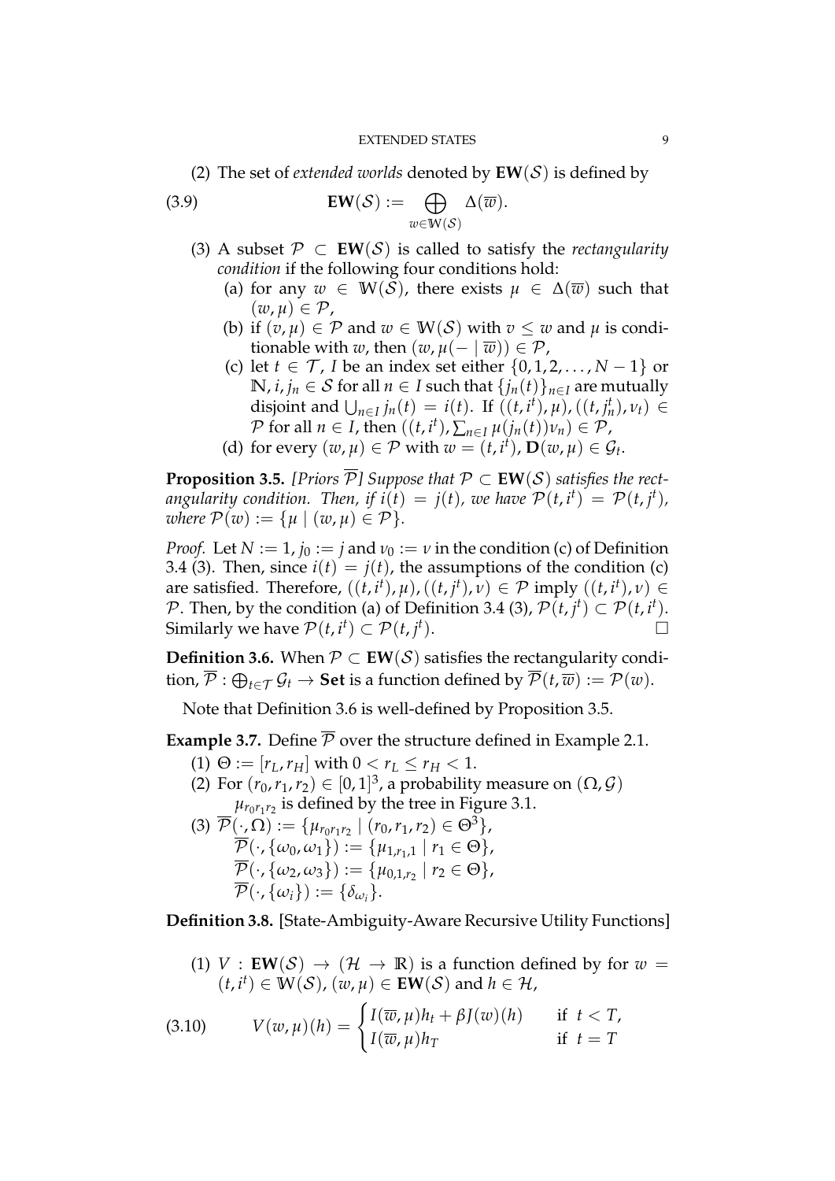(2) The set of *extended worlds* denoted by $\mathbf{EW}(\mathcal{S})$ is defined by

$$\mathbf{EW}(\mathcal{S}) := \bigoplus_{w \in \mathbb{W}(\mathcal{S})} \Delta(\overline{w}). \tag{3.9}$$

(3) A subset $\mathcal{P} \subset \mathbf{EW}(\mathcal{S})$ is called to satisfy the *rectangularity condition* if the following four conditions hold:

  (a) for any $w \in \mathbb{W}(\mathcal{S})$, there exists $\mu \in \Delta(\overline{w})$ such that $(w, \mu) \in \mathcal{P}$,

  (b) if $(v, \mu) \in \mathcal{P}$ and $w \in \mathbb{W}(\mathcal{S})$ with $v \leq w$ and $\mu$ is conditionable with $w$, then $(w, \mu(- \mid \overline{w})) \in \mathcal{P}$,

  (c) let $t \in \mathcal{T}$, $I$ be an index set either $\{0, 1, 2, \ldots, N-1\}$ or $\mathbb{N}$, $i, j_n \in \mathcal{S}$ for all $n \in I$ such that $\{j_n(t)\}_{n \in I}$ are mutually disjoint and $\bigcup_{n \in I} j_n(t) = i(t)$. If $((t, i^t), \mu), ((t, j_n^t), \nu_t) \in \mathcal{P}$ for all $n \in I$, then $((t, i^t), \sum_{n \in I} \mu(j_n(t))\nu_n) \in \mathcal{P}$,

  (d) for every $(w, \mu) \in \mathcal{P}$ with $w = (t, i^t)$, $\mathbf{D}(w, \mu) \in \mathcal{G}_t$.

**Proposition 3.5.** *[Priors $\overline{\mathcal{P}}$] Suppose that $\mathcal{P} \subset \mathbf{EW}(\mathcal{S})$ satisfies the rectangularity condition. Then, if $i(t) = j(t)$, we have $\mathcal{P}(t, i^t) = \mathcal{P}(t, j^t)$, where $\mathcal{P}(w) := \{\mu \mid (w, \mu) \in \mathcal{P}\}$.*

*Proof.* Let $N := 1$, $j_0 := j$ and $\nu_0 := \nu$ in the condition (c) of Definition 3.4 (3). Then, since $i(t) = j(t)$, the assumptions of the condition (c) are satisfied. Therefore, $((t, i^t), \mu), ((t, j^t), \nu) \in \mathcal{P}$ imply $((t, i^t), \nu) \in \mathcal{P}$. Then, by the condition (a) of Definition 3.4 (3), $\mathcal{P}(t, j^t) \subset \mathcal{P}(t, i^t)$. Similarly we have $\mathcal{P}(t, i^t) \subset \mathcal{P}(t, j^t)$. $\square$

**Definition 3.6.** When $\mathcal{P} \subset \mathbf{EW}(\mathcal{S})$ satisfies the rectangularity condition, $\overline{\mathcal{P}} : \bigoplus_{t \in \mathcal{T}} \mathcal{G}_t \to \mathbf{Set}$ is a function defined by $\overline{\mathcal{P}}(t, \overline{w}) := \mathcal{P}(w)$.

Note that Definition 3.6 is well-defined by Proposition 3.5.

**Example 3.7.** Define $\overline{\mathcal{P}}$ over the structure defined in Example 2.1.

(1) $\Theta := [r_L, r_H]$ with $0 < r_L \leq r_H < 1$.

(2) For $(r_0, r_1, r_2) \in [0, 1]^3$, a probability measure on $(\Omega, \mathcal{G})$ $\mu_{r_0 r_1 r_2}$ is defined by the tree in Figure 3.1.

(3) $\overline{\mathcal{P}}(\cdot, \Omega) := \{\mu_{r_0 r_1 r_2} \mid (r_0, r_1, r_2) \in \Theta^3\}$,
$\overline{\mathcal{P}}(\cdot, \{\omega_0, \omega_1\}) := \{\mu_{1, r_1, 1} \mid r_1 \in \Theta\}$,
$\overline{\mathcal{P}}(\cdot, \{\omega_2, \omega_3\}) := \{\mu_{0, 1, r_2} \mid r_2 \in \Theta\}$,
$\overline{\mathcal{P}}(\cdot, \{\omega_i\}) := \{\delta_{\omega_i}\}$.

**Definition 3.8.** [State-Ambiguity-Aware Recursive Utility Functions]

(1) $V : \mathbf{EW}(\mathcal{S}) \to (\mathcal{H} \to \mathbb{R})$ is a function defined by for $w = (t, i^t) \in \mathbb{W}(\mathcal{S})$, $(w, \mu) \in \mathbf{EW}(\mathcal{S})$ and $h \in \mathcal{H}$,

$$V(w, \mu)(h) = \begin{cases} I(\overline{w}, \mu) h_t + \beta J(w)(h) & \text{if } t < T, \\ I(\overline{w}, \mu) h_T & \text{if } t = T \end{cases} \tag{3.10}$$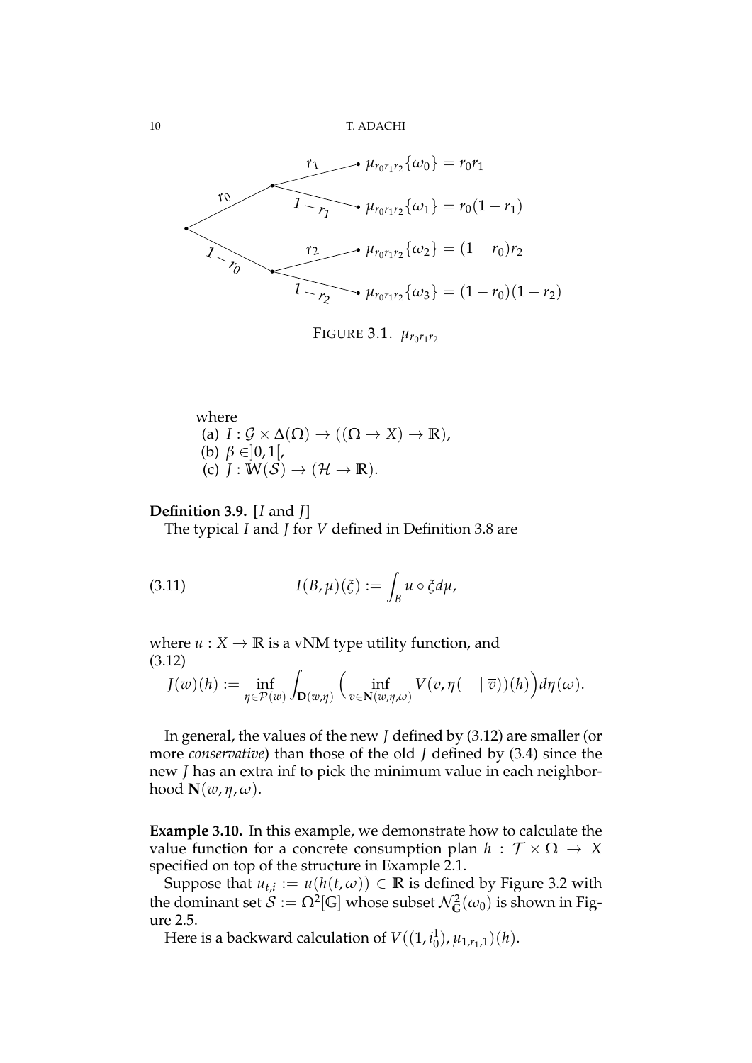FIGURE 3.1. $\mu_{r_0 r_1 r_2}$

where

(a) $I : \mathcal{G} \times \Delta(\Omega) \to ((\Omega \to X) \to \mathbb{R})$,

(b) $\beta \in ]0, 1[$,

(c) $J : \mathbb{W}(\mathcal{S}) \to (\mathcal{H} \to \mathbb{R})$.

**Definition 3.9.** [$I$ and $J$]

The typical $I$ and $J$ for $V$ defined in Definition 3.8 are

$$I(B, \mu)(\xi) := \int_B u \circ \xi d\mu, \tag{3.11}$$

where $u : X \to \mathbb{R}$ is a vNM type utility function, and

$$J(w)(h) := \inf_{\eta \in \mathcal{P}(w)} \int_{\mathbf{D}(w,\eta)} \Big( \inf_{v \in \mathbf{N}(w,\eta,\omega)} V(v, \eta(- \mid \overline{v}))(h) \Big) d\eta(\omega). \tag{3.12}$$

In general, the values of the new $J$ defined by (3.12) are smaller (or more *conservative*) than those of the old $J$ defined by (3.4) since the new $J$ has an extra inf to pick the minimum value in each neighborhood $\mathbf{N}(w, \eta, \omega)$.

**Example 3.10.** In this example, we demonstrate how to calculate the value function for a concrete consumption plan $h : \mathcal{T} \times \Omega \to X$ specified on top of the structure in Example 2.1.

Suppose that $u_{t,i} := u(h(t, \omega)) \in \mathbb{R}$ is defined by Figure 3.2 with the dominant set $\mathcal{S} := \Omega^2[\mathbb{G}]$ whose subset $\mathcal{N}^2_{\mathbb{G}}(\omega_0)$ is shown in Figure 2.5.

Here is a backward calculation of $V((1, i^1_0), \mu_{1,r_1,1})(h)$.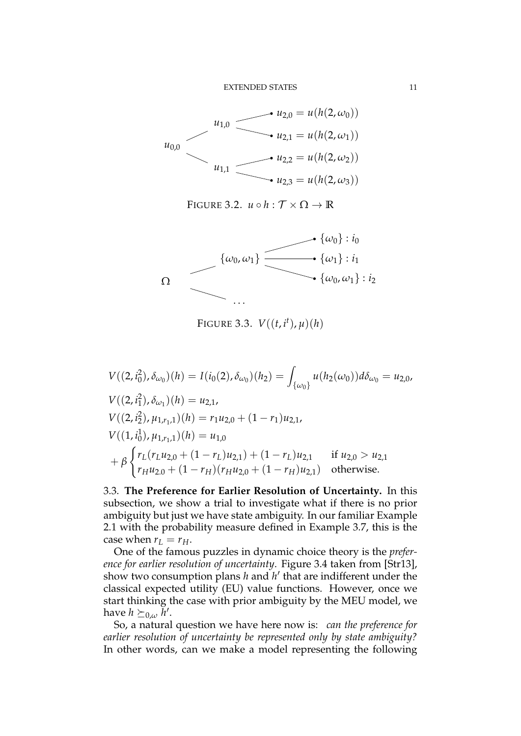$$u_{0,0} \quad u_{1,0} \quad u_{1,1}$$

$$u_{2,0} = u(h(2,\omega_0)) \quad u_{2,1} = u(h(2,\omega_1)) \quad u_{2,2} = u(h(2,\omega_2)) \quad u_{2,3} = u(h(2,\omega_3))$$

FIGURE 3.2. $u \circ h : \mathcal{T} \times \Omega \to \mathbb{R}$

$$\Omega \quad \{\omega_0, \omega_1\} \quad \{\omega_0\} : i_0 \quad \{\omega_1\} : i_1 \quad \{\omega_0, \omega_1\} : i_2 \quad \ldots$$

FIGURE 3.3. $V((t, i^t), \mu)(h)$

$$V((2, i_0^2), \delta_{\omega_0})(h) = I(i_0(2), \delta_{\omega_0})(h_2) = \int_{\{\omega_0\}} u(h_2(\omega_0)) d\delta_{\omega_0} = u_{2,0},$$

$$V((2, i_1^2), \delta_{\omega_1})(h) = u_{2,1},$$

$$V((2, i_2^2), \mu_{1,r_1,1})(h) = r_1 u_{2,0} + (1 - r_1) u_{2,1},$$

$$V((1, i_0^1), \mu_{1,r_1,1})(h) = u_{1,0}$$

$$+ \beta \begin{cases} r_L(r_L u_{2,0} + (1 - r_L) u_{2,1}) + (1 - r_L) u_{2,1} & \text{if } u_{2,0} > u_{2,1} \\ r_H u_{2.0} + (1 - r_H)(r_H u_{2,0} + (1 - r_H) u_{2,1}) & \text{otherwise.} \end{cases}$$

3.3. **The Preference for Earlier Resolution of Uncertainty.** In this subsection, we show a trial to investigate what if there is no prior ambiguity but just we have state ambiguity. In our familiar Example 2.1 with the probability measure defined in Example 3.7, this is the case when $r_L = r_H$.

One of the famous puzzles in dynamic choice theory is the *preference for earlier resolution of uncertainty*. Figure 3.4 taken from [Str13], show two consumption plans $h$ and $h'$ that are indifferent under the classical expected utility (EU) value functions. However, once we start thinking the case with prior ambiguity by the MEU model, we have $h \succeq_{0,\omega} h'$.

So, a natural question we have here now is: *can the preference for earlier resolution of uncertainty be represented only by state ambiguity?* In other words, can we make a model representing the following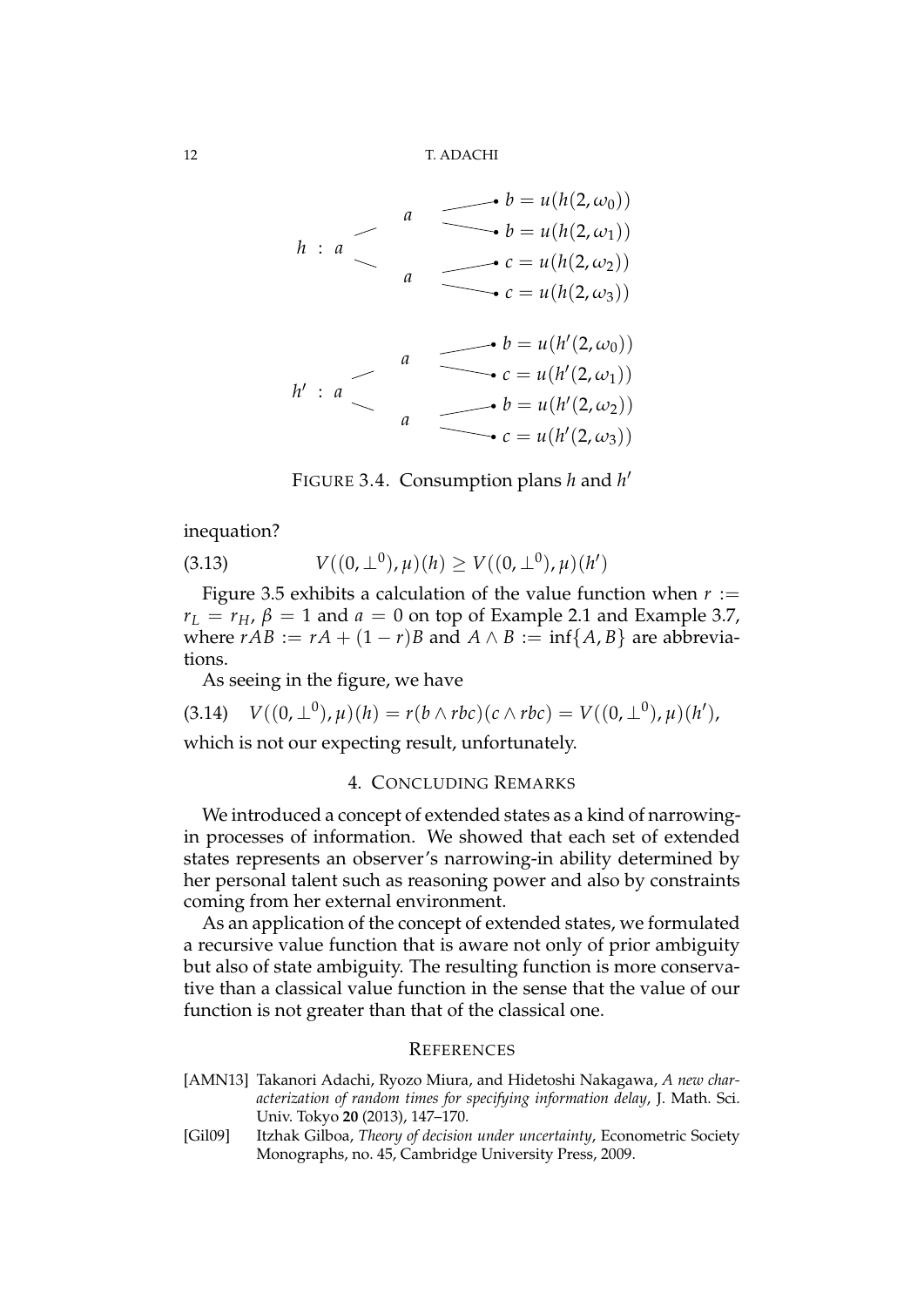$$
h : a \begin{cases} a \begin{cases} \bullet\ b = u(h(2,\omega_0)) \\ \bullet\ b = u(h(2,\omega_1)) \end{cases} \\ a \begin{cases} \bullet\ c = u(h(2,\omega_2)) \\ \bullet\ c = u(h(2,\omega_3)) \end{cases} \end{cases}
$$

$$
h' : a \begin{cases} a \begin{cases} \bullet\ b = u(h'(2,\omega_0)) \\ \bullet\ c = u(h'(2,\omega_1)) \end{cases} \\ a \begin{cases} \bullet\ b = u(h'(2,\omega_2)) \\ \bullet\ c = u(h'(2,\omega_3)) \end{cases} \end{cases}
$$

FIGURE 3.4. Consumption plans $h$ and $h'$

inequation?

$$V((0, \perp^0), \mu)(h) \geq V((0, \perp^0), \mu)(h') \tag{3.13}$$

Figure 3.5 exhibits a calculation of the value function when $r := r_L = r_H$, $\beta = 1$ and $a = 0$ on top of Example 2.1 and Example 3.7, where $rAB := rA + (1 - r)B$ and $A \wedge B := \inf\{A, B\}$ are abbreviations.

As seeing in the figure, we have

$$V((0, \perp^0), \mu)(h) = r(b \wedge rbc)(c \wedge rbc) = V((0, \perp^0), \mu)(h'), \tag{3.14}$$

which is not our expecting result, unfortunately.

## 4. Concluding Remarks

We introduced a concept of extended states as a kind of narrowing-in processes of information. We showed that each set of extended states represents an observer's narrowing-in ability determined by her personal talent such as reasoning power and also by constraints coming from her external environment.

As an application of the concept of extended states, we formulated a recursive value function that is aware not only of prior ambiguity but also of state ambiguity. The resulting function is more conservative than a classical value function in the sense that the value of our function is not greater than that of the classical one.

## References

- [AMN13] Takanori Adachi, Ryozo Miura, and Hidetoshi Nakagawa, *A new characterization of random times for specifying information delay*, J. Math. Sci. Univ. Tokyo **20** (2013), 147–170.
- [Gil09] Itzhak Gilboa, *Theory of decision under uncertainty*, Econometric Society Monographs, no. 45, Cambridge University Press, 2009.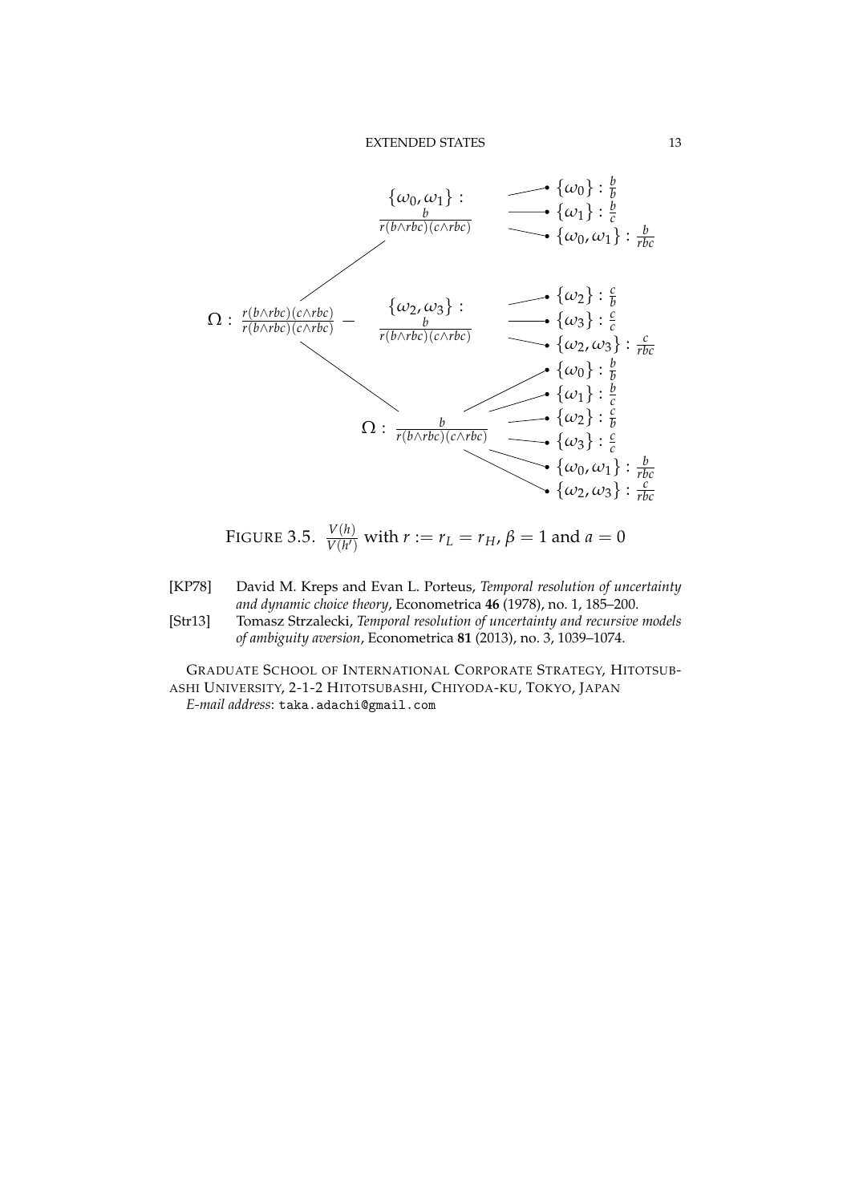$\{\omega_0, \omega_1\}$ : $\frac{b}{r(b \wedge rbc)(c \wedge rbc)}$

$\{\omega_0\} : \frac{b}{b}$

$\{\omega_1\} : \frac{b}{c}$

$\{\omega_0, \omega_1\} : \frac{b}{rbc}$

$\Omega$ : $\frac{r(b \wedge rbc)(c \wedge rbc)}{r(b \wedge rbc)(c \wedge rbc)}$

$\{\omega_2, \omega_3\}$ : $\frac{b}{r(b \wedge rbc)(c \wedge rbc)}$

$\{\omega_2\} : \frac{c}{b}$

$\{\omega_3\} : \frac{c}{c}$

$\{\omega_2, \omega_3\} : \frac{c}{rbc}$

$\Omega$ : $\frac{b}{r(b \wedge rbc)(c \wedge rbc)}$

$\{\omega_0\} : \frac{b}{b}$

$\{\omega_1\} : \frac{b}{c}$

$\{\omega_2\} : \frac{c}{b}$

$\{\omega_3\} : \frac{c}{c}$

$\{\omega_0, \omega_1\} : \frac{b}{rbc}$

$\{\omega_2, \omega_3\} : \frac{c}{rbc}$

FIGURE 3.5. $\frac{V(h)}{V(h')}$ with $r := r_L = r_H$, $\beta = 1$ and $a = 0$

[KP78] David M. Kreps and Evan L. Porteus, *Temporal resolution of uncertainty and dynamic choice theory*, Econometrica **46** (1978), no. 1, 185–200.

[Str13] Tomasz Strzalecki, *Temporal resolution of uncertainty and recursive models of ambiguity aversion*, Econometrica **81** (2013), no. 3, 1039–1074.

GRADUATE SCHOOL OF INTERNATIONAL CORPORATE STRATEGY, HITOTSUBASHI UNIVERSITY, 2-1-2 HITOTSUBASHI, CHIYODA-KU, TOKYO, JAPAN

*E-mail address*: taka.adachi@gmail.com